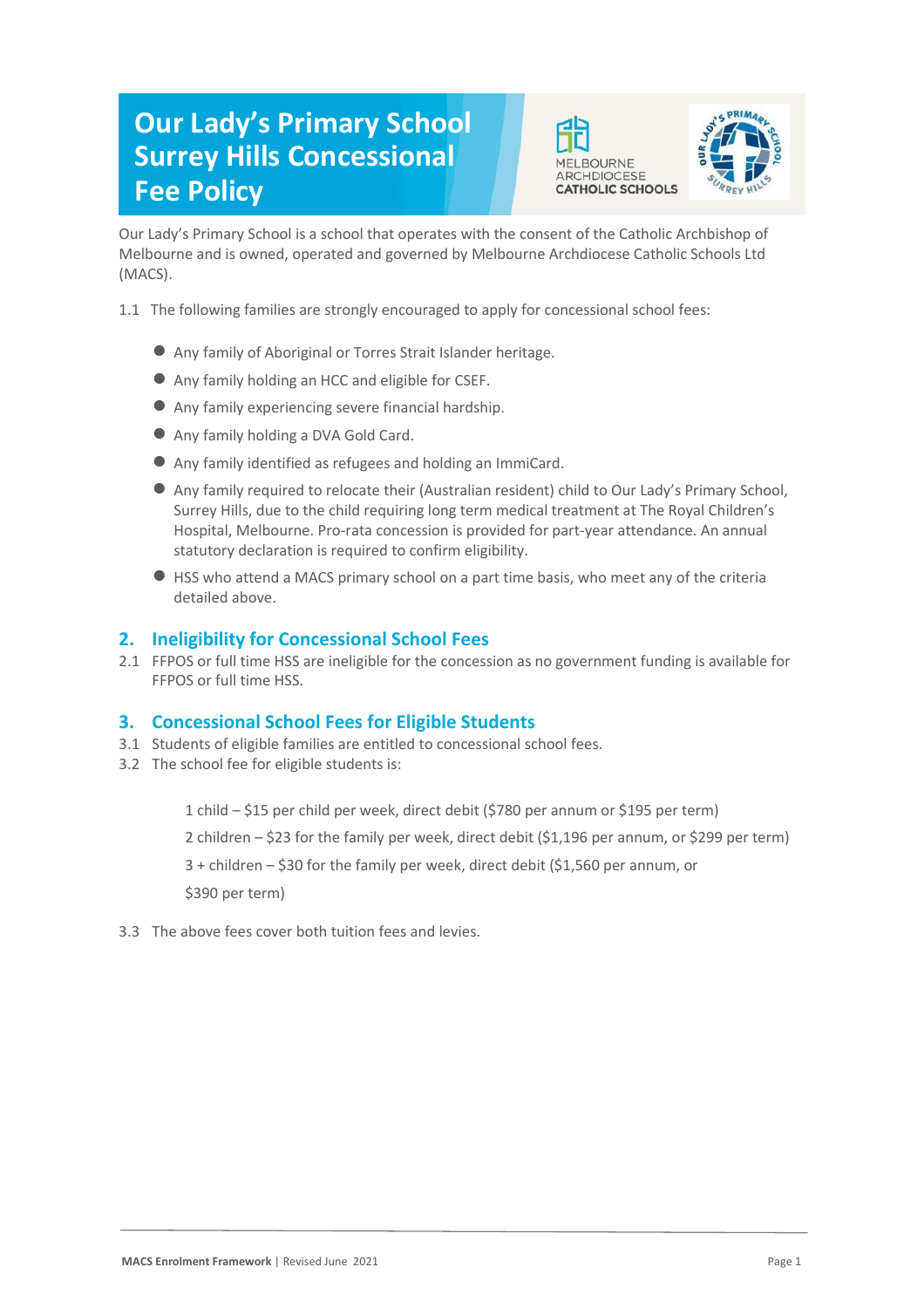# Our Lady's Primary School Surrey Hills Concessional Fee Policy

Our Lady's Primary School is a school that operates with the consent of the Catholic Archbishop of Melbourne and is owned, operated and governed by Melbourne Archdiocese Catholic Schools Ltd (MACS).

1.1 The following families are strongly encouraged to apply for concessional school fees:

- Any family of Aboriginal or Torres Strait Islander heritage.
- Any family holding an HCC and eligible for CSEF.
- Any family experiencing severe financial hardship.
- Any family holding a DVA Gold Card.
- Any family identified as refugees and holding an ImmiCard.
- Any family required to relocate their (Australian resident) child to Our Lady's Primary School, Surrey Hills, due to the child requiring long term medical treatment at The Royal Children's Hospital, Melbourne. Pro-rata concession is provided for part-year attendance. An annual statutory declaration is required to confirm eligibility.
- HSS who attend a MACS primary school on a part time basis, who meet any of the criteria detailed above.

## 2. Ineligibility for Concessional School Fees

2.1 FFPOS or full time HSS are ineligible for the concession as no government funding is available for FFPOS or full time HSS.

## 3. Concessional School Fees for Eligible Students

3.1 Students of eligible families are entitled to concessional school fees.

3.2 The school fee for eligible students is:

1 child – $15 per child per week, direct debit ($780 per annum or $195 per term)

2 children – $23 for the family per week, direct debit ($1,196 per annum, or $299 per term)

3 + children – $30 for the family per week, direct debit ($1,560 per annum, or $390 per term)

3.3 The above fees cover both tuition fees and levies.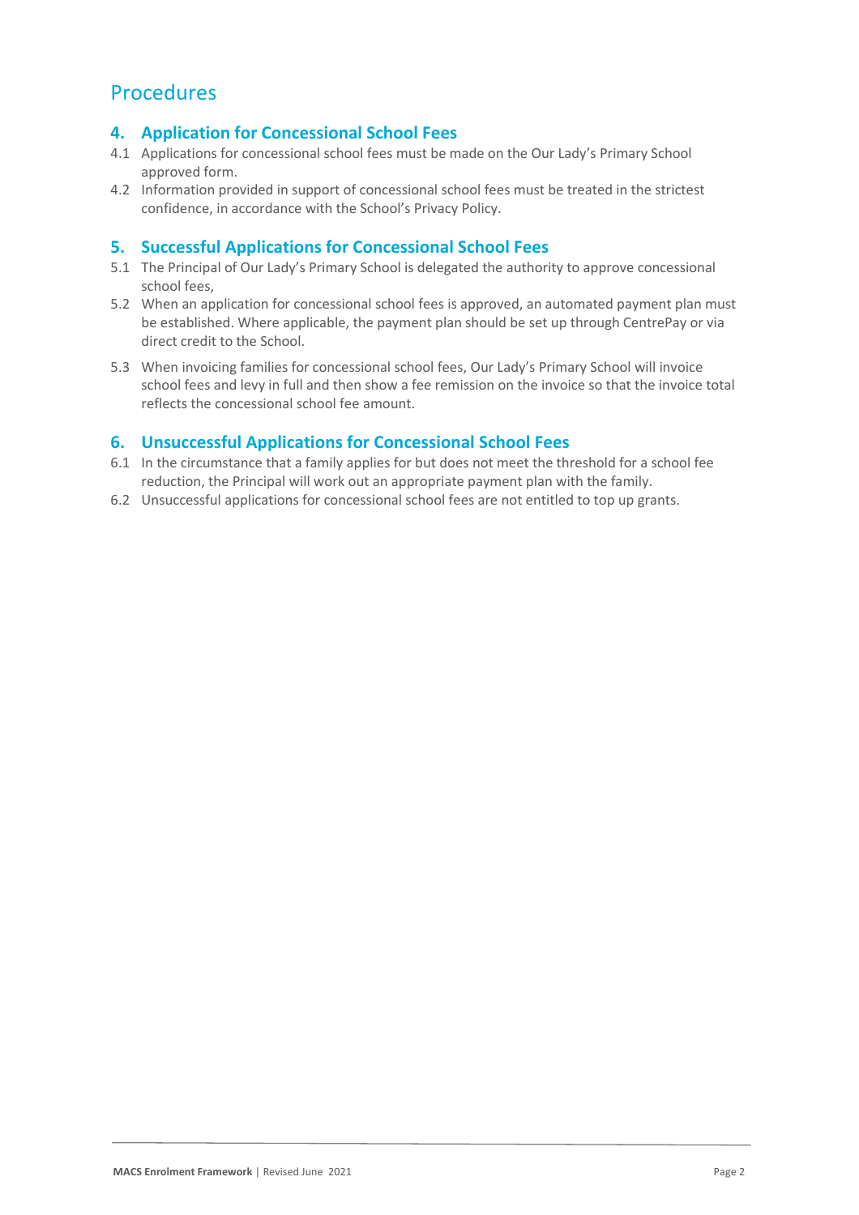# Procedures

## 4. Application for Concessional School Fees

4.1 Applications for concessional school fees must be made on the Our Lady's Primary School approved form.

4.2 Information provided in support of concessional school fees must be treated in the strictest confidence, in accordance with the School's Privacy Policy.

## 5. Successful Applications for Concessional School Fees

5.1 The Principal of Our Lady's Primary School is delegated the authority to approve concessional school fees,

5.2 When an application for concessional school fees is approved, an automated payment plan must be established. Where applicable, the payment plan should be set up through CentrePay or via direct credit to the School.

5.3 When invoicing families for concessional school fees, Our Lady's Primary School will invoice school fees and levy in full and then show a fee remission on the invoice so that the invoice total reflects the concessional school fee amount.

## 6. Unsuccessful Applications for Concessional School Fees

6.1 In the circumstance that a family applies for but does not meet the threshold for a school fee reduction, the Principal will work out an appropriate payment plan with the family.

6.2 Unsuccessful applications for concessional school fees are not entitled to top up grants.